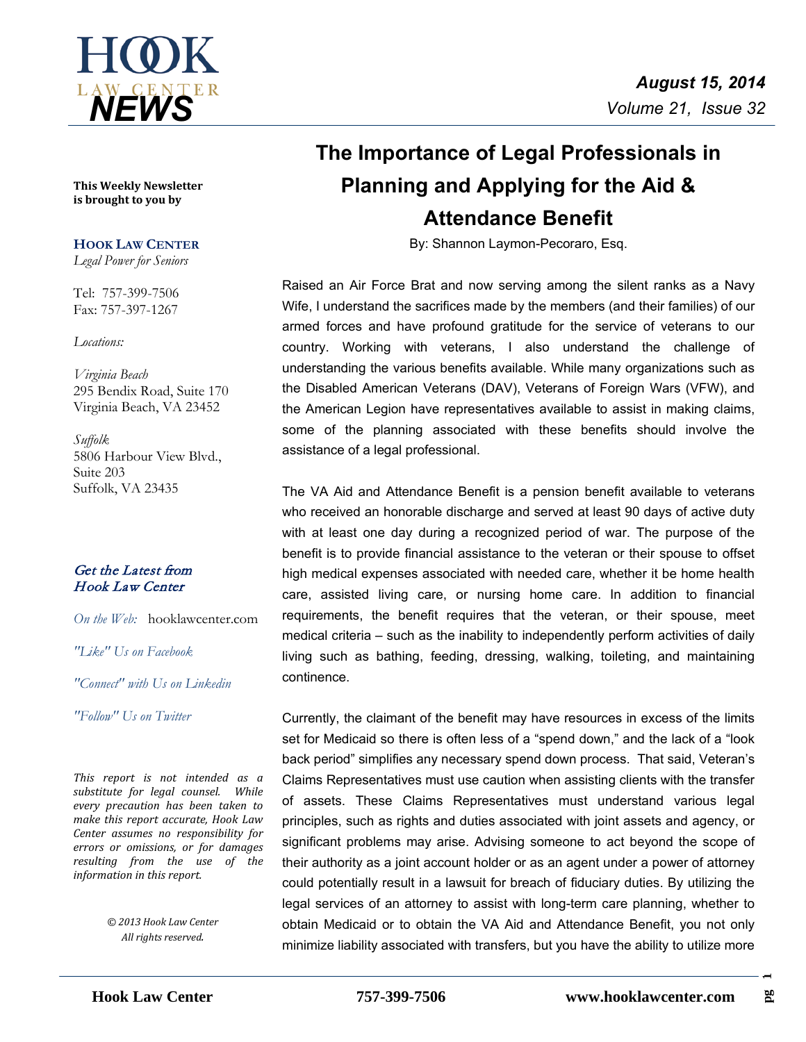# The Importance of Legal Professionals in Planning and Applying for the Aid & Attendance Benefit

By: Shannon Laymon-Pecoraro, Esq.

Raised an Air Force Brat and now serving among the silent ranks as a Navy Wife, I understand the sacrifices made by the members (and their families) of our armed forces and have profound gratitude for the service of veterans to our country. Working with veterans, I also understand the challenge of understanding the various benefits available. While many organizations such as the Disabled American Veterans (DAV), Veterans of Foreign Wars (VFW), and the American Legion have representatives available to assist in making claims, some of the planning associated with these benefits should involve the assistance of a legal professional.

The VA Aid and Attendance Benefit is a pension benefit available to veterans who received an honorable discharge and served at least 90 days of active duty with at least one day during a recognized period of war. The purpose of the benefit is to provide financial assistance to the veteran or their spouse to offset high medical expenses associated with needed care, whether it be home health care, assisted living care, or nursing home care. In addition to financial requirements, the benefit requires that the veteran, or their spouse, meet medical criteria – such as the inability to independently perform activities of daily living such as bathing, feeding, dressing, walking, toileting, and maintaining continence.

Currently, the claimant of the benefit may have resources in excess of the limits set for Medicaid so there is often less of a "spend down," and the lack of a "look back period" simplifies any necessary spend down process. That said, Veteran's Claims Representatives must use caution when assisting clients with the transfer of assets. These Claims Representatives must understand various legal principles, such as rights and duties associated with joint assets and agency, or significant problems may arise. Advising someone to act beyond the scope of their authority as a joint account holder or as an agent under a power of attorney could potentially result in a lawsuit for breach of fiduciary duties. By utilizing the legal services of an attorney to assist with long-term care planning, whether to obtain Medicaid or to obtain the VA Aid and Attendance Benefit, you not only minimize liability associated with transfers, but you have the ability to utilize more

---

**This Weekly Newsletter is brought to you by**

**HOOK LAW CENTER**
*Legal Power for Seniors*

Tel: 757-399-7506
Fax: 757-397-1267

*Locations:*

*Virginia Beach*
295 Bendix Road, Suite 170
Virginia Beach, VA 23452

*Suffolk*
5806 Harbour View Blvd., Suite 203
Suffolk, VA 23435

*Get the Latest from Hook Law Center*

*On the Web:* hooklawcenter.com

*"Like" Us on Facebook*

*"Connect" with Us on Linkedin*

*"Follow" Us on Twitter*

*This report is not intended as a substitute for legal counsel. While every precaution has been taken to make this report accurate, Hook Law Center assumes no responsibility for errors or omissions, or for damages resulting from the use of the information in this report.*

*© 2013 Hook Law Center All rights reserved.*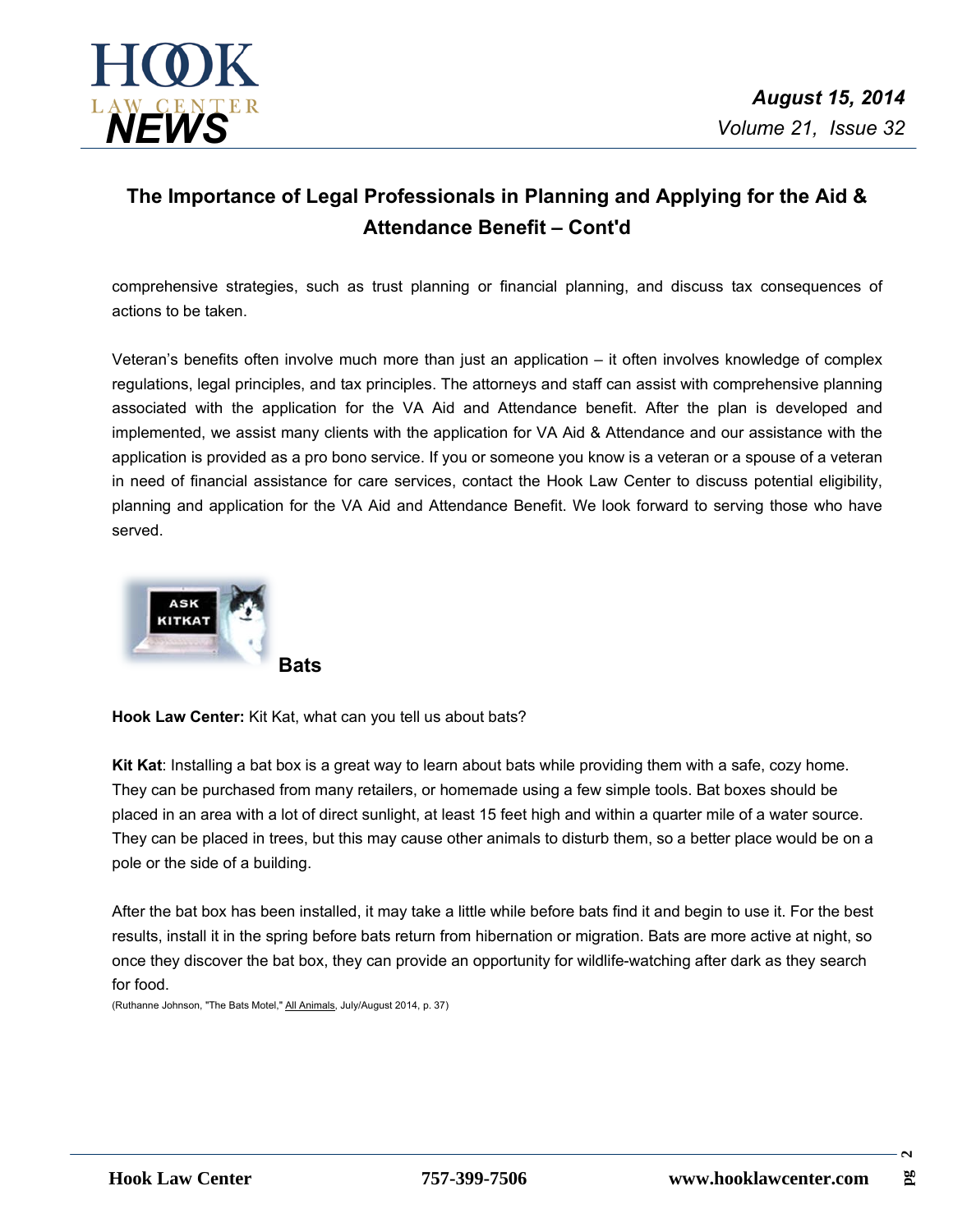## The Importance of Legal Professionals in Planning and Applying for the Aid & Attendance Benefit – Cont'd

comprehensive strategies, such as trust planning or financial planning, and discuss tax consequences of actions to be taken.

Veteran's benefits often involve much more than just an application – it often involves knowledge of complex regulations, legal principles, and tax principles. The attorneys and staff can assist with comprehensive planning associated with the application for the VA Aid and Attendance benefit. After the plan is developed and implemented, we assist many clients with the application for VA Aid & Attendance and our assistance with the application is provided as a pro bono service. If you or someone you know is a veteran or a spouse of a veteran in need of financial assistance for care services, contact the Hook Law Center to discuss potential eligibility, planning and application for the VA Aid and Attendance Benefit. We look forward to serving those who have served.

### Bats

**Hook Law Center:** Kit Kat, what can you tell us about bats?

**Kit Kat**: Installing a bat box is a great way to learn about bats while providing them with a safe, cozy home. They can be purchased from many retailers, or homemade using a few simple tools. Bat boxes should be placed in an area with a lot of direct sunlight, at least 15 feet high and within a quarter mile of a water source. They can be placed in trees, but this may cause other animals to disturb them, so a better place would be on a pole or the side of a building.

After the bat box has been installed, it may take a little while before bats find it and begin to use it. For the best results, install it in the spring before bats return from hibernation or migration. Bats are more active at night, so once they discover the bat box, they can provide an opportunity for wildlife-watching after dark as they search for food.

(Ruthanne Johnson, "The Bats Motel," All Animals, July/August 2014, p. 37)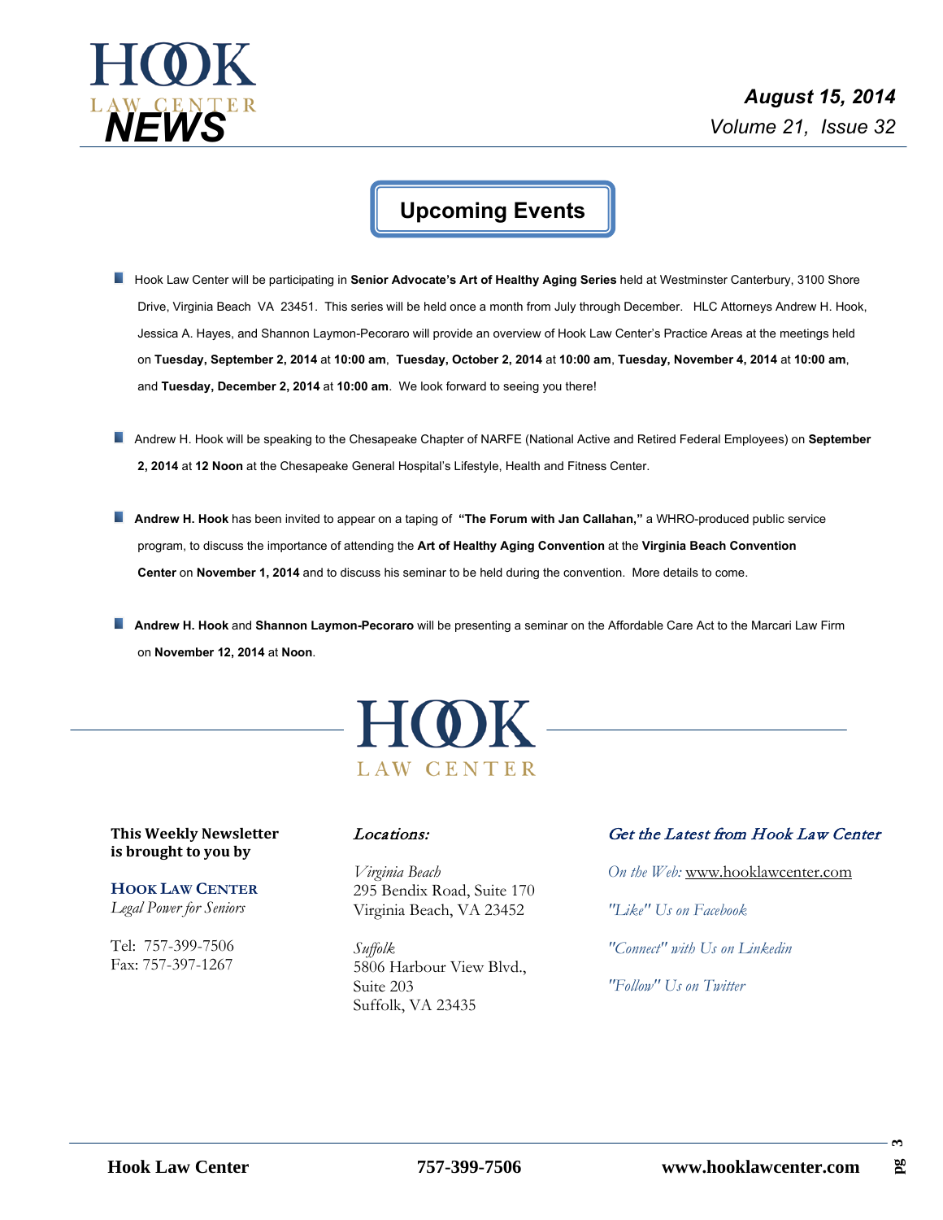## Upcoming Events

- Hook Law Center will be participating in **Senior Advocate's Art of Healthy Aging Series** held at Westminster Canterbury, 3100 Shore Drive, Virginia Beach VA 23451. This series will be held once a month from July through December. HLC Attorneys Andrew H. Hook, Jessica A. Hayes, and Shannon Laymon-Pecoraro will provide an overview of Hook Law Center's Practice Areas at the meetings held on **Tuesday, September 2, 2014** at **10:00 am**, **Tuesday, October 2, 2014** at **10:00 am**, **Tuesday, November 4, 2014** at **10:00 am**, and **Tuesday, December 2, 2014** at **10:00 am**. We look forward to seeing you there!

- Andrew H. Hook will be speaking to the Chesapeake Chapter of NARFE (National Active and Retired Federal Employees) on **September 2, 2014** at **12 Noon** at the Chesapeake General Hospital's Lifestyle, Health and Fitness Center.

- **Andrew H. Hook** has been invited to appear on a taping of **"The Forum with Jan Callahan,"** a WHRO-produced public service program, to discuss the importance of attending the **Art of Healthy Aging Convention** at the **Virginia Beach Convention Center** on **November 1, 2014** and to discuss his seminar to be held during the convention. More details to come.

- **Andrew H. Hook** and **Shannon Laymon-Pecoraro** will be presenting a seminar on the Affordable Care Act to the Marcari Law Firm on **November 12, 2014** at **Noon**.

HOOK LAW CENTER

**This Weekly Newsletter is brought to you by**

**HOOK LAW CENTER**
*Legal Power for Seniors*

Tel: 757-399-7506
Fax: 757-397-1267

*Locations:*

*Virginia Beach*
295 Bendix Road, Suite 170
Virginia Beach, VA 23452

*Suffolk*
5806 Harbour View Blvd.,
Suite 203
Suffolk, VA 23435

*Get the Latest from Hook Law Center*

*On the Web:* www.hooklawcenter.com

*"Like" Us on Facebook*

*"Connect" with Us on Linkedin*

*"Follow" Us on Twitter*